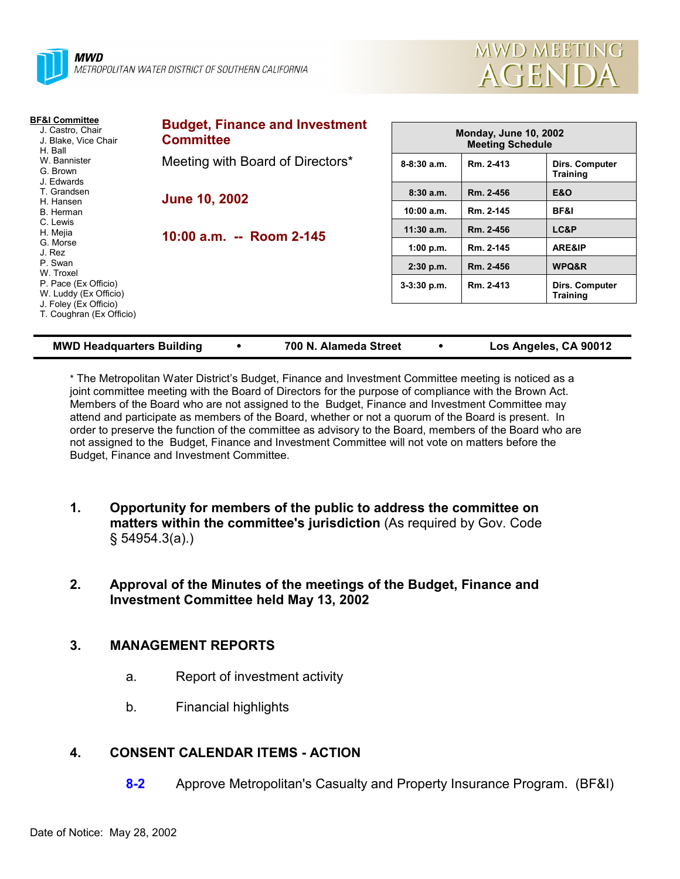**MWD**
METROPOLITAN WATER DISTRICT OF SOUTHERN CALIFORNIA

# MWD MEETING AGENDA

**BF&I Committee**
J. Castro, Chair
J. Blake, Vice Chair
H. Ball
W. Bannister
G. Brown
J. Edwards
T. Grandsen
H. Hansen
B. Herman
C. Lewis
H. Mejia
G. Morse
J. Rez
P. Swan
W. Troxel
P. Pace (Ex Officio)
W. Luddy (Ex Officio)
J. Foley (Ex Officio)
T. Coughran (Ex Officio)

## Budget, Finance and Investment Committee

Meeting with Board of Directors*

**June 10, 2002**

**10:00 a.m. -- Room 2-145**

| Monday, June 10, 2002 Meeting Schedule | | |
|---|---|---|
| 8-8:30 a.m. | Rm. 2-413 | Dirs. Computer Training |
| 8:30 a.m. | Rm. 2-456 | E&O |
| 10:00 a.m. | Rm. 2-145 | BF&I |
| 11:30 a.m. | Rm. 2-456 | LC&P |
| 1:00 p.m. | Rm. 2-145 | ARE&IP |
| 2:30 p.m. | Rm. 2-456 | WPQ&R |
| 3-3:30 p.m. | Rm. 2-413 | Dirs. Computer Training |

**MWD Headquarters Building • 700 N. Alameda Street • Los Angeles, CA 90012**

* The Metropolitan Water District's Budget, Finance and Investment Committee meeting is noticed as a joint committee meeting with the Board of Directors for the purpose of compliance with the Brown Act. Members of the Board who are not assigned to the Budget, Finance and Investment Committee may attend and participate as members of the Board, whether or not a quorum of the Board is present. In order to preserve the function of the committee as advisory to the Board, members of the Board who are not assigned to the Budget, Finance and Investment Committee will not vote on matters before the Budget, Finance and Investment Committee.

1. **Opportunity for members of the public to address the committee on matters within the committee's jurisdiction** (As required by Gov. Code § 54954.3(a).)

2. **Approval of the Minutes of the meetings of the Budget, Finance and Investment Committee held May 13, 2002**

3. **MANAGEMENT REPORTS**

   a. Report of investment activity

   b. Financial highlights

4. **CONSENT CALENDAR ITEMS - ACTION**

   **8-2** Approve Metropolitan's Casualty and Property Insurance Program. (BF&I)

Date of Notice: May 28, 2002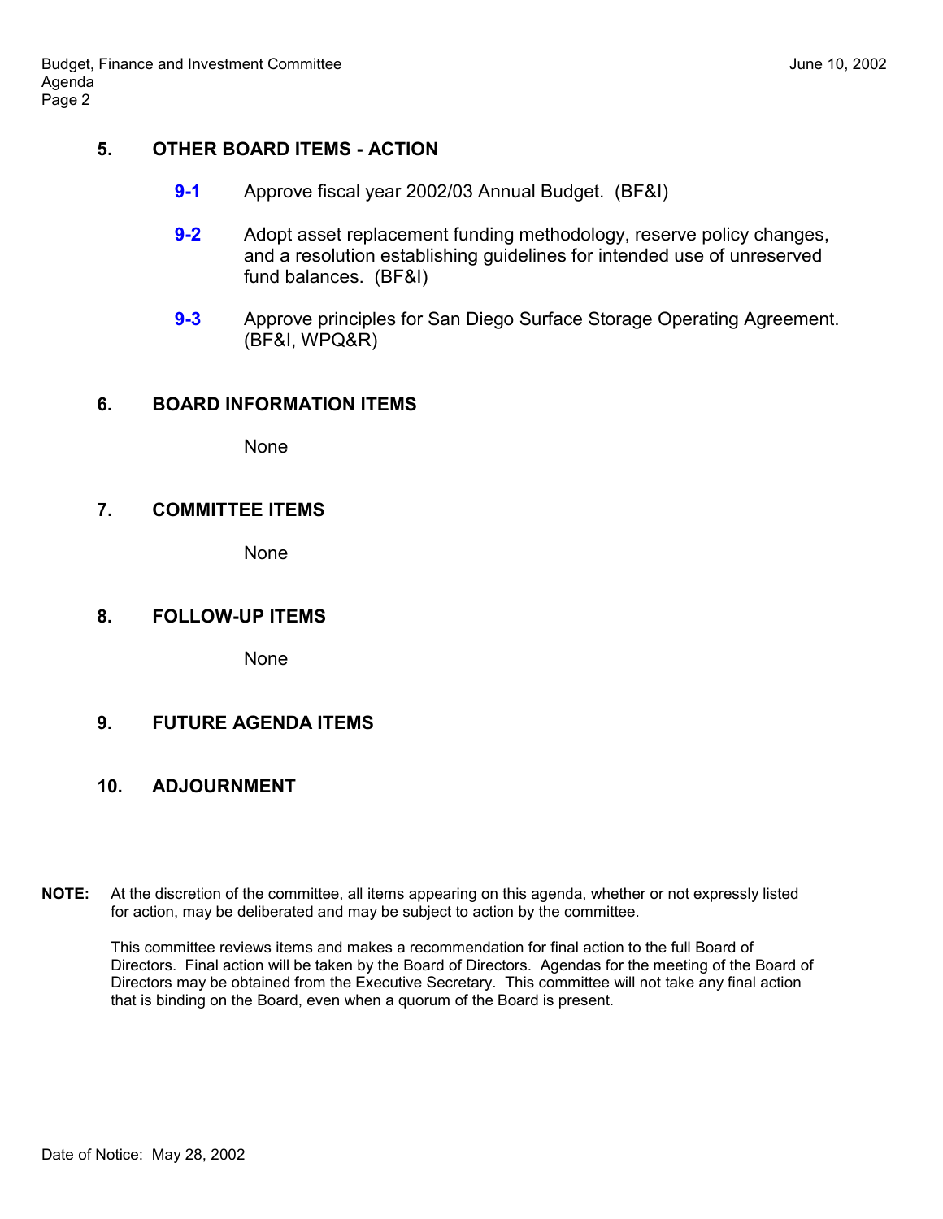## 5. OTHER BOARD ITEMS - ACTION

**9-1** Approve fiscal year 2002/03 Annual Budget. (BF&I)

**9-2** Adopt asset replacement funding methodology, reserve policy changes, and a resolution establishing guidelines for intended use of unreserved fund balances. (BF&I)

**9-3** Approve principles for San Diego Surface Storage Operating Agreement. (BF&I, WPQ&R)

## 6. BOARD INFORMATION ITEMS

None

## 7. COMMITTEE ITEMS

None

## 8. FOLLOW-UP ITEMS

None

## 9. FUTURE AGENDA ITEMS

## 10. ADJOURNMENT

**NOTE:** At the discretion of the committee, all items appearing on this agenda, whether or not expressly listed for action, may be deliberated and may be subject to action by the committee.

This committee reviews items and makes a recommendation for final action to the full Board of Directors. Final action will be taken by the Board of Directors. Agendas for the meeting of the Board of Directors may be obtained from the Executive Secretary. This committee will not take any final action that is binding on the Board, even when a quorum of the Board is present.

Date of Notice: May 28, 2002